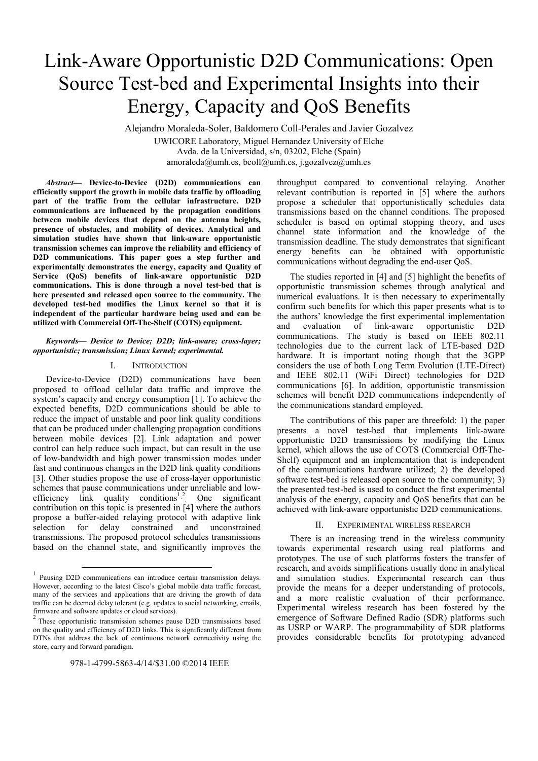# Link-Aware Opportunistic D2D Communications: Open Source Test-bed and Experimental Insights into their Energy, Capacity and QoS Benefits

Alejandro Moraleda-Soler, Baldomero Coll-Perales and Javier Gozalvez

UWICORE Laboratory, Miguel Hernandez University of Elche
Avda. de la Universidad, s/n, 03202, Elche (Spain)
amoraleda@umh.es, bcoll@umh.es, j.gozalvez@umh.es

***Abstract*— Device-to-Device (D2D) communications can efficiently support the growth in mobile data traffic by offloading part of the traffic from the cellular infrastructure. D2D communications are influenced by the propagation conditions between mobile devices that depend on the antenna heights, presence of obstacles, and mobility of devices. Analytical and simulation studies have shown that link-aware opportunistic transmission schemes can improve the reliability and efficiency of D2D communications. This paper goes a step further and experimentally demonstrates the energy, capacity and Quality of Service (QoS) benefits of link-aware opportunistic D2D communications. This is done through a novel test-bed that is here presented and released open source to the community. The developed test-bed modifies the Linux kernel so that it is independent of the particular hardware being used and can be utilized with Commercial Off-The-Shelf (COTS) equipment.**

***Keywords— Device to Device; D2D; link-aware; cross-layer; opportunistic; transmission; Linux kernel; experimental.***

## I. INTRODUCTION

Device-to-Device (D2D) communications have been proposed to offload cellular data traffic and improve the system's capacity and energy consumption [1]. To achieve the expected benefits, D2D communications should be able to reduce the impact of unstable and poor link quality conditions that can be produced under challenging propagation conditions between mobile devices [2]. Link adaptation and power control can help reduce such impact, but can result in the use of low-bandwidth and high power transmission modes under fast and continuous changes in the D2D link quality conditions [3]. Other studies propose the use of cross-layer opportunistic schemes that pause communications under unreliable and low-efficiency link quality conditions[1,2]. One significant contribution on this topic is presented in [4] where the authors propose a buffer-aided relaying protocol with adaptive link selection for delay constrained and unconstrained transmissions. The proposed protocol schedules transmissions based on the channel state, and significantly improves the throughput compared to conventional relaying. Another relevant contribution is reported in [5] where the authors propose a scheduler that opportunistically schedules data transmissions based on the channel conditions. The proposed scheduler is based on optimal stopping theory, and uses channel state information and the knowledge of the transmission deadline. The study demonstrates that significant energy benefits can be obtained with opportunistic communications without degrading the end-user QoS.

The studies reported in [4] and [5] highlight the benefits of opportunistic transmission schemes through analytical and numerical evaluations. It is then necessary to experimentally confirm such benefits for which this paper presents what is to the authors' knowledge the first experimental implementation and evaluation of link-aware opportunistic D2D communications. The study is based on IEEE 802.11 technologies due to the current lack of LTE-based D2D hardware. It is important noting though that the 3GPP considers the use of both Long Term Evolution (LTE-Direct) and IEEE 802.11 (WiFi Direct) technologies for D2D communications [6]. In addition, opportunistic transmission schemes will benefit D2D communications independently of the communications standard employed.

The contributions of this paper are threefold: 1) the paper presents a novel test-bed that implements link-aware opportunistic D2D transmissions by modifying the Linux kernel, which allows the use of COTS (Commercial Off-The-Shelf) equipment and an implementation that is independent of the communications hardware utilized; 2) the developed software test-bed is released open source to the community; 3) the presented test-bed is used to conduct the first experimental analysis of the energy, capacity and QoS benefits that can be achieved with link-aware opportunistic D2D communications.

## II. EXPERIMENTAL WIRELESS RESEARCH

There is an increasing trend in the wireless community towards experimental research using real platforms and prototypes. The use of such platforms fosters the transfer of research, and avoids simplifications usually done in analytical and simulation studies. Experimental research can thus provide the means for a deeper understanding of protocols, and a more realistic evaluation of their performance. Experimental wireless research has been fostered by the emergence of Software Defined Radio (SDR) platforms such as USRP or WARP. The programmability of SDR platforms provides considerable benefits for prototyping advanced

---

[1] Pausing D2D communications can introduce certain transmission delays. However, according to the latest Cisco's global mobile data traffic forecast, many of the services and applications that are driving the growth of data traffic can be deemed delay tolerant (e.g. updates to social networking, emails, firmware and software updates or cloud services).

[2] These opportunistic transmission schemes pause D2D transmissions based on the quality and efficiency of D2D links. This is significantly different from DTNs that address the lack of continuous network connectivity using the store, carry and forward paradigm.

978-1-4799-5863-4/14/$31.00 ©2014 IEEE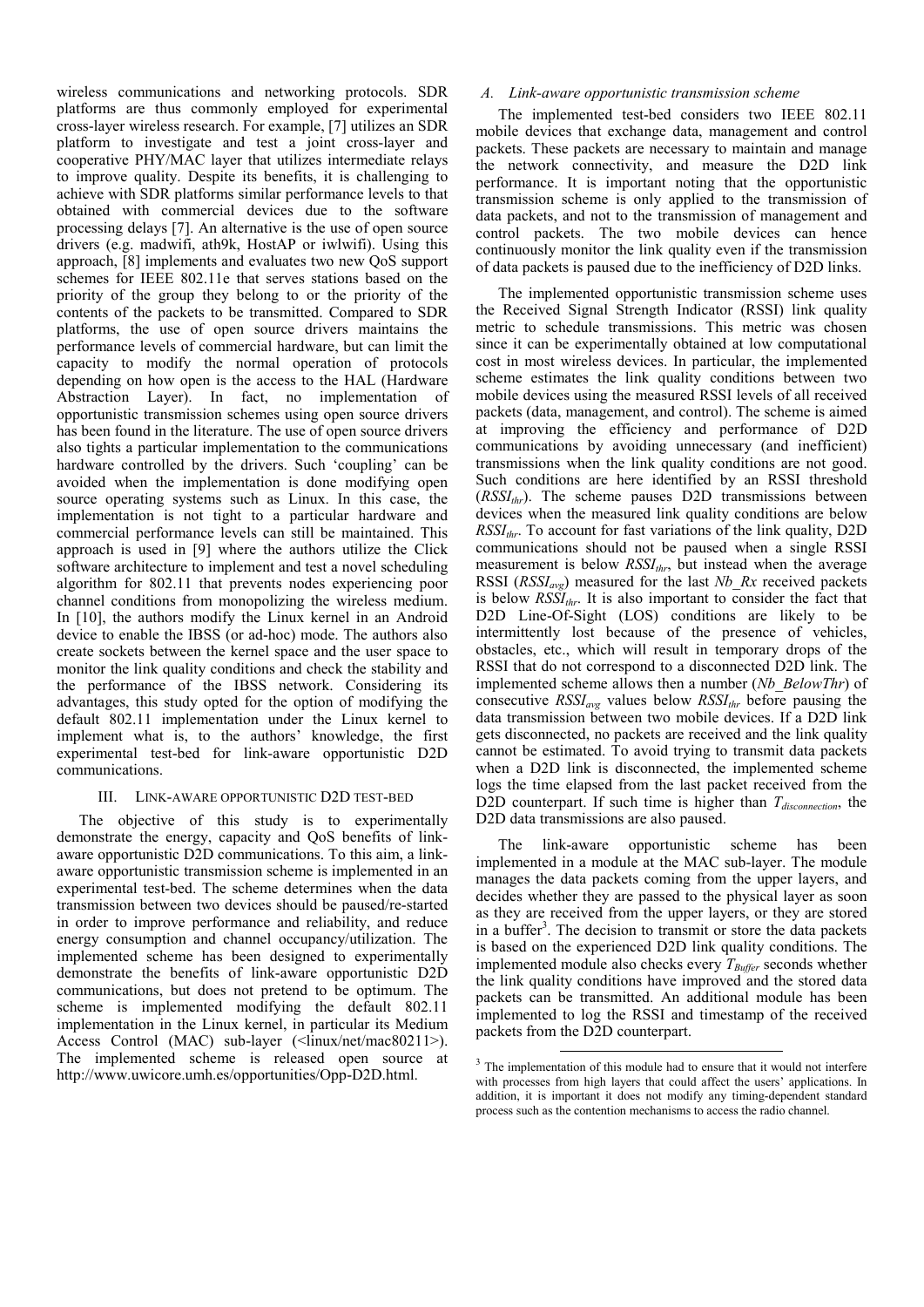wireless communications and networking protocols. SDR platforms are thus commonly employed for experimental cross-layer wireless research. For example, [7] utilizes an SDR platform to investigate and test a joint cross-layer and cooperative PHY/MAC layer that utilizes intermediate relays to improve quality. Despite its benefits, it is challenging to achieve with SDR platforms similar performance levels to that obtained with commercial devices due to the software processing delays [7]. An alternative is the use of open source drivers (e.g. madwifi, ath9k, HostAP or iwlwifi). Using this approach, [8] implements and evaluates two new QoS support schemes for IEEE 802.11e that serves stations based on the priority of the group they belong to or the priority of the contents of the packets to be transmitted. Compared to SDR platforms, the use of open source drivers maintains the performance levels of commercial hardware, but can limit the capacity to modify the normal operation of protocols depending on how open is the access to the HAL (Hardware Abstraction Layer). In fact, no implementation of opportunistic transmission schemes using open source drivers has been found in the literature. The use of open source drivers also tights a particular implementation to the communications hardware controlled by the drivers. Such 'coupling' can be avoided when the implementation is done modifying open source operating systems such as Linux. In this case, the implementation is not tight to a particular hardware and commercial performance levels can still be maintained. This approach is used in [9] where the authors utilize the Click software architecture to implement and test a novel scheduling algorithm for 802.11 that prevents nodes experiencing poor channel conditions from monopolizing the wireless medium. In [10], the authors modify the Linux kernel in an Android device to enable the IBSS (or ad-hoc) mode. The authors also create sockets between the kernel space and the user space to monitor the link quality conditions and check the stability and the performance of the IBSS network. Considering its advantages, this study opted for the option of modifying the default 802.11 implementation under the Linux kernel to implement what is, to the authors' knowledge, the first experimental test-bed for link-aware opportunistic D2D communications.

## III. Link-aware opportunistic D2D test-bed

The objective of this study is to experimentally demonstrate the energy, capacity and QoS benefits of link-aware opportunistic D2D communications. To this aim, a link-aware opportunistic transmission scheme is implemented in an experimental test-bed. The scheme determines when the data transmission between two devices should be paused/re-started in order to improve performance and reliability, and reduce energy consumption and channel occupancy/utilization. The implemented scheme has been designed to experimentally demonstrate the benefits of link-aware opportunistic D2D communications, but does not pretend to be optimum. The scheme is implemented modifying the default 802.11 implementation in the Linux kernel, in particular its Medium Access Control (MAC) sub-layer (<linux/net/mac80211>). The implemented scheme is released open source at http://www.uwicore.umh.es/opportunities/Opp-D2D.html.

### *A. Link-aware opportunistic transmission scheme*

The implemented test-bed considers two IEEE 802.11 mobile devices that exchange data, management and control packets. These packets are necessary to maintain and manage the network connectivity, and measure the D2D link performance. It is important noting that the opportunistic transmission scheme is only applied to the transmission of data packets, and not to the transmission of management and control packets. The two mobile devices can hence continuously monitor the link quality even if the transmission of data packets is paused due to the inefficiency of D2D links.

The implemented opportunistic transmission scheme uses the Received Signal Strength Indicator (RSSI) link quality metric to schedule transmissions. This metric was chosen since it can be experimentally obtained at low computational cost in most wireless devices. In particular, the implemented scheme estimates the link quality conditions between two mobile devices using the measured RSSI levels of all received packets (data, management, and control). The scheme is aimed at improving the efficiency and performance of D2D communications by avoiding unnecessary (and inefficient) transmissions when the link quality conditions are not good. Such conditions are here identified by an RSSI threshold ($RSSI_{thr}$). The scheme pauses D2D transmissions between devices when the measured link quality conditions are below $RSSI_{thr}$. To account for fast variations of the link quality, D2D communications should not be paused when a single RSSI measurement is below $RSSI_{thr}$, but instead when the average RSSI ($RSSI_{avg}$) measured for the last *Nb_Rx* received packets is below $RSSI_{thr}$. It is also important to consider the fact that D2D Line-Of-Sight (LOS) conditions are likely to be intermittently lost because of the presence of vehicles, obstacles, etc., which will result in temporary drops of the RSSI that do not correspond to a disconnected D2D link. The implemented scheme allows then a number (*Nb_BelowThr*) of consecutive $RSSI_{avg}$ values below $RSSI_{thr}$ before pausing the data transmission between two mobile devices. If a D2D link gets disconnected, no packets are received and the link quality cannot be estimated. To avoid trying to transmit data packets when a D2D link is disconnected, the implemented scheme logs the time elapsed from the last packet received from the D2D counterpart. If such time is higher than $T_{disconnection}$, the D2D data transmissions are also paused.

The link-aware opportunistic scheme has been implemented in a module at the MAC sub-layer. The module manages the data packets coming from the upper layers, and decides whether they are passed to the physical layer as soon as they are received from the upper layers, or they are stored in a buffer[3]. The decision to transmit or store the data packets is based on the experienced D2D link quality conditions. The implemented module also checks every $T_{Buffer}$ seconds whether the link quality conditions have improved and the stored data packets can be transmitted. An additional module has been implemented to log the RSSI and timestamp of the received packets from the D2D counterpart.

[3] The implementation of this module had to ensure that it would not interfere with processes from high layers that could affect the users' applications. In addition, it is important it does not modify any timing-dependent standard process such as the contention mechanisms to access the radio channel.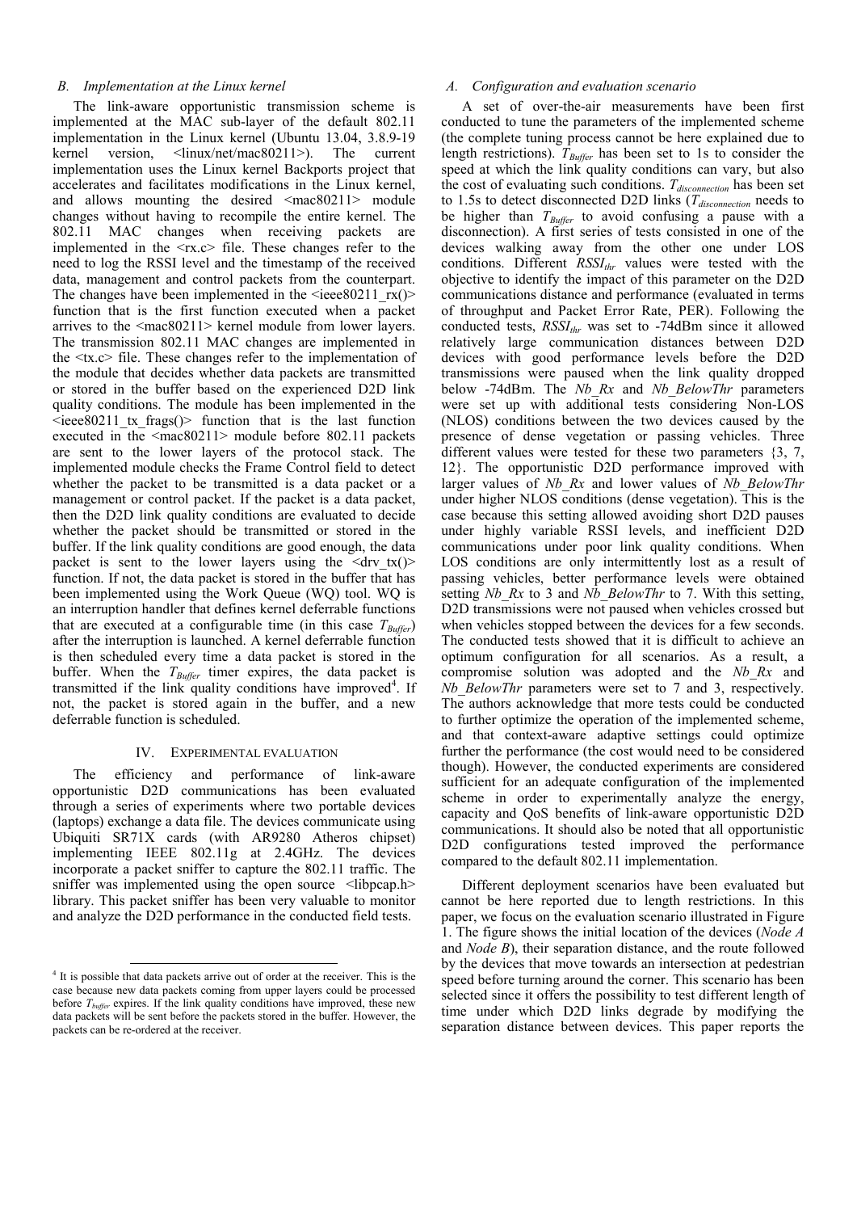### *B. Implementation at the Linux kernel*

The link-aware opportunistic transmission scheme is implemented at the MAC sub-layer of the default 802.11 implementation in the Linux kernel (Ubuntu 13.04, 3.8.9-19 kernel version, <linux/net/mac80211>). The current implementation uses the Linux kernel Backports project that accelerates and facilitates modifications in the Linux kernel, and allows mounting the desired <mac80211> module changes without having to recompile the entire kernel. The 802.11 MAC changes when receiving packets are implemented in the <rx.c> file. These changes refer to the need to log the RSSI level and the timestamp of the received data, management and control packets from the counterpart. The changes have been implemented in the <ieee80211_rx()> function that is the first function executed when a packet arrives to the <mac80211> kernel module from lower layers. The transmission 802.11 MAC changes are implemented in the <tx.c> file. These changes refer to the implementation of the module that decides whether data packets are transmitted or stored in the buffer based on the experienced D2D link quality conditions. The module has been implemented in the <ieee80211_tx_frags()> function that is the last function executed in the <mac80211> module before 802.11 packets are sent to the lower layers of the protocol stack. The implemented module checks the Frame Control field to detect whether the packet to be transmitted is a data packet or a management or control packet. If the packet is a data packet, then the D2D link quality conditions are evaluated to decide whether the packet should be transmitted or stored in the buffer. If the link quality conditions are good enough, the data packet is sent to the lower layers using the <drv_tx()> function. If not, the data packet is stored in the buffer that has been implemented using the Work Queue (WQ) tool. WQ is an interruption handler that defines kernel deferrable functions that are executed at a configurable time (in this case $T_{Buffer}$) after the interruption is launched. A kernel deferrable function is then scheduled every time a data packet is stored in the buffer. When the $T_{Buffer}$ timer expires, the data packet is transmitted if the link quality conditions have improved[4]. If not, the packet is stored again in the buffer, and a new deferrable function is scheduled.

## IV. Experimental Evaluation

The efficiency and performance of link-aware opportunistic D2D communications has been evaluated through a series of experiments where two portable devices (laptops) exchange a data file. The devices communicate using Ubiquiti SR71X cards (with AR9280 Atheros chipset) implementing IEEE 802.11g at 2.4GHz. The devices incorporate a packet sniffer to capture the 802.11 traffic. The sniffer was implemented using the open source <libpcap.h> library. This packet sniffer has been very valuable to monitor and analyze the D2D performance in the conducted field tests.

### *A. Configuration and evaluation scenario*

A set of over-the-air measurements have been first conducted to tune the parameters of the implemented scheme (the complete tuning process cannot be here explained due to length restrictions). $T_{Buffer}$ has been set to 1s to consider the speed at which the link quality conditions can vary, but also the cost of evaluating such conditions. $T_{disconnection}$ has been set to 1.5s to detect disconnected D2D links ($T_{disconnection}$ needs to be higher than $T_{Buffer}$ to avoid confusing a pause with a disconnection). A first series of tests consisted in one of the devices walking away from the other one under LOS conditions. Different $RSSI_{thr}$ values were tested with the objective to identify the impact of this parameter on the D2D communications distance and performance (evaluated in terms of throughput and Packet Error Rate, PER). Following the conducted tests, $RSSI_{thr}$ was set to -74dBm since it allowed relatively large communication distances between D2D devices with good performance levels before the D2D transmissions were paused when the link quality dropped below -74dBm. The *Nb_Rx* and *Nb_BelowThr* parameters were set up with additional tests considering Non-LOS (NLOS) conditions between the two devices caused by the presence of dense vegetation or passing vehicles. Three different values were tested for these two parameters {3, 7, 12}. The opportunistic D2D performance improved with larger values of *Nb_Rx* and lower values of *Nb_BelowThr* under higher NLOS conditions (dense vegetation). This is the case because this setting allowed avoiding short D2D pauses under highly variable RSSI levels, and inefficient D2D communications under poor link quality conditions. When LOS conditions are only intermittently lost as a result of passing vehicles, better performance levels were obtained setting *Nb_Rx* to 3 and *Nb_BelowThr* to 7. With this setting, D2D transmissions were not paused when vehicles crossed but when vehicles stopped between the devices for a few seconds. The conducted tests showed that it is difficult to achieve an optimum configuration for all scenarios. As a result, a compromise solution was adopted and the *Nb_Rx* and *Nb_BelowThr* parameters were set to 7 and 3, respectively. The authors acknowledge that more tests could be conducted to further optimize the operation of the implemented scheme, and that context-aware adaptive settings could optimize further the performance (the cost would need to be considered though). However, the conducted experiments are considered sufficient for an adequate configuration of the implemented scheme in order to experimentally analyze the energy, capacity and QoS benefits of link-aware opportunistic D2D communications. It should also be noted that all opportunistic D2D configurations tested improved the performance compared to the default 802.11 implementation.

Different deployment scenarios have been evaluated but cannot be here reported due to length restrictions. In this paper, we focus on the evaluation scenario illustrated in Figure 1. The figure shows the initial location of the devices (*Node A* and *Node B*), their separation distance, and the route followed by the devices that move towards an intersection at pedestrian speed before turning around the corner. This scenario has been selected since it offers the possibility to test different length of time under which D2D links degrade by modifying the separation distance between devices. This paper reports the

[4] It is possible that data packets arrive out of order at the receiver. This is the case because new data packets coming from upper layers could be processed before $T_{buffer}$ expires. If the link quality conditions have improved, these new data packets will be sent before the packets stored in the buffer. However, the packets can be re-ordered at the receiver.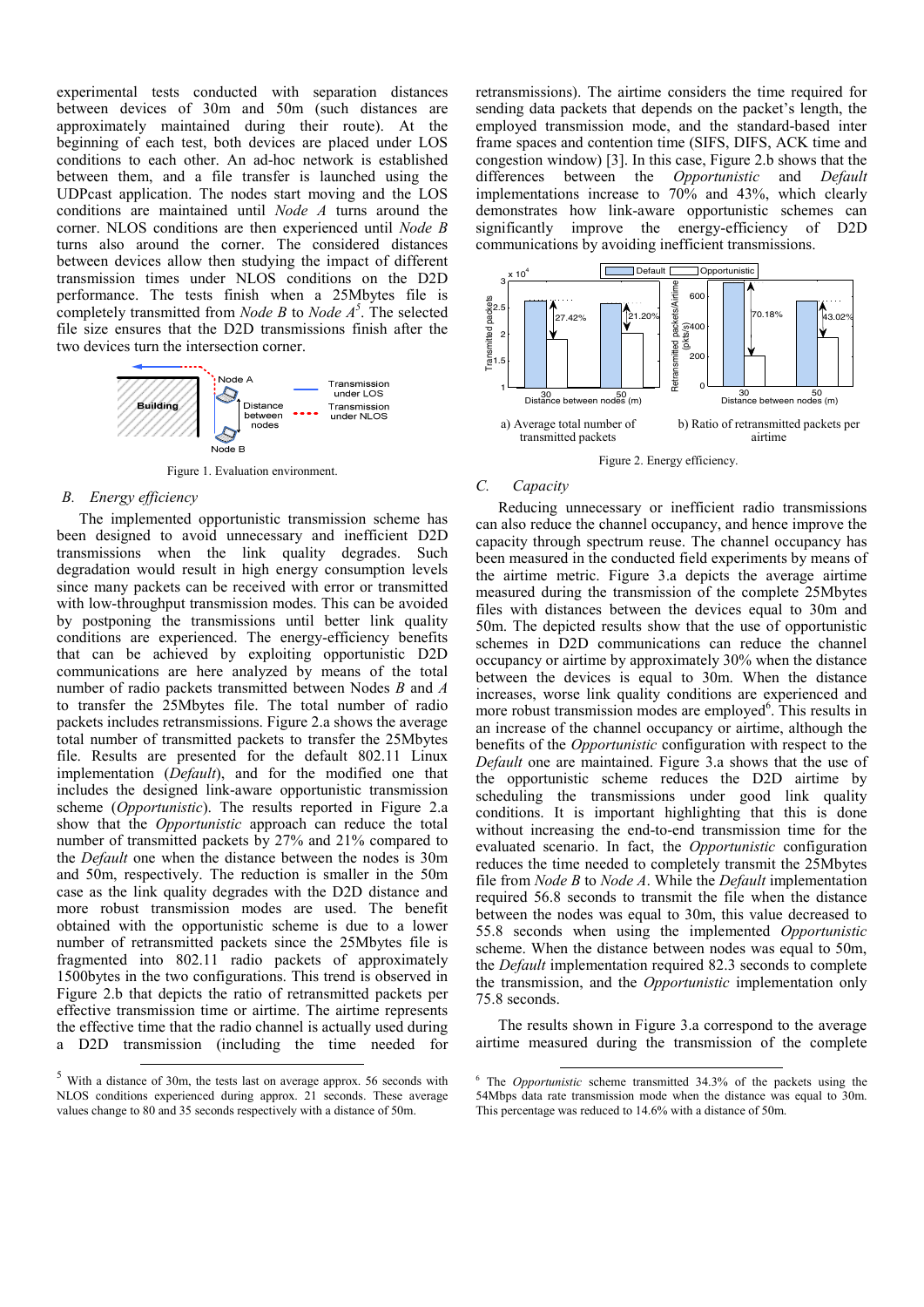experimental tests conducted with separation distances between devices of 30m and 50m (such distances are approximately maintained during their route). At the beginning of each test, both devices are placed under LOS conditions to each other. An ad-hoc network is established between them, and a file transfer is launched using the UDPcast application. The nodes start moving and the LOS conditions are maintained until *Node A* turns around the corner. NLOS conditions are then experienced until *Node B* turns also around the corner. The considered distances between devices allow then studying the impact of different transmission times under NLOS conditions on the D2D performance. The tests finish when a 25Mbytes file is completely transmitted from *Node B* to *Node A*[5]. The selected file size ensures that the D2D transmissions finish after the two devices turn the intersection corner.

Figure 1. Evaluation environment.

### B. Energy efficiency

The implemented opportunistic transmission scheme has been designed to avoid unnecessary and inefficient D2D transmissions when the link quality degrades. Such degradation would result in high energy consumption levels since many packets can be received with error or transmitted with low-throughput transmission modes. This can be avoided by postponing the transmissions until better link quality conditions are experienced. The energy-efficiency benefits that can be achieved by exploiting opportunistic D2D communications are here analyzed by means of the total number of radio packets transmitted between Nodes *B* and *A* to transfer the 25Mbytes file. The total number of radio packets includes retransmissions. Figure 2.a shows the average total number of transmitted packets to transfer the 25Mbytes file. Results are presented for the default 802.11 Linux implementation (*Default*), and for the modified one that includes the designed link-aware opportunistic transmission scheme (*Opportunistic*). The results reported in Figure 2.a show that the *Opportunistic* approach can reduce the total number of transmitted packets by 27% and 21% compared to the *Default* one when the distance between the nodes is 30m and 50m, respectively. The reduction is smaller in the 50m case as the link quality degrades with the D2D distance and more robust transmission modes are used. The benefit obtained with the opportunistic scheme is due to a lower number of retransmitted packets since the 25Mbytes file is fragmented into 802.11 radio packets of approximately 1500bytes in the two configurations. This trend is observed in Figure 2.b that depicts the ratio of retransmitted packets per effective transmission time or airtime. The airtime represents the effective time that the radio channel is actually used during a D2D transmission (including the time needed for retransmissions). The airtime considers the time required for sending data packets that depends on the packet's length, the employed transmission mode, and the standard-based inter frame spaces and contention time (SIFS, DIFS, ACK time and congestion window) [3]. In this case, Figure 2.b shows that the differences between the *Opportunistic* and *Default* implementations increase to 70% and 43%, which clearly demonstrates how link-aware opportunistic schemes can significantly improve the energy-efficiency of D2D communications by avoiding inefficient transmissions.

a) Average total number of transmitted packets

b) Ratio of retransmitted packets per airtime

Figure 2. Energy efficiency.

### C. Capacity

Reducing unnecessary or inefficient radio transmissions can also reduce the channel occupancy, and hence improve the capacity through spectrum reuse. The channel occupancy has been measured in the conducted field experiments by means of the airtime metric. Figure 3.a depicts the average airtime measured during the transmission of the complete 25Mbytes files with distances between the devices equal to 30m and 50m. The depicted results show that the use of opportunistic schemes in D2D communications can reduce the channel occupancy or airtime by approximately 30% when the distance between the devices is equal to 30m. When the distance increases, worse link quality conditions are experienced and more robust transmission modes are employed[6]. This results in an increase of the channel occupancy or airtime, although the benefits of the *Opportunistic* configuration with respect to the *Default* one are maintained. Figure 3.a shows that the use of the opportunistic scheme reduces the D2D airtime by scheduling the transmissions under good link quality conditions. It is important highlighting that this is done without increasing the end-to-end transmission time for the evaluated scenario. In fact, the *Opportunistic* configuration reduces the time needed to completely transmit the 25Mbytes file from *Node B* to *Node A*. While the *Default* implementation required 56.8 seconds to transmit the file when the distance between the nodes was equal to 30m, this value decreased to 55.8 seconds when using the implemented *Opportunistic* scheme. When the distance between nodes was equal to 50m, the *Default* implementation required 82.3 seconds to complete the transmission, and the *Opportunistic* implementation only 75.8 seconds.

The results shown in Figure 3.a correspond to the average airtime measured during the transmission of the complete

[5] With a distance of 30m, the tests last on average approx. 56 seconds with NLOS conditions experienced during approx. 21 seconds. These average values change to 80 and 35 seconds respectively with a distance of 50m.

[6] The *Opportunistic* scheme transmitted 34.3% of the packets using the 54Mbps data rate transmission mode when the distance was equal to 30m. This percentage was reduced to 14.6% with a distance of 50m.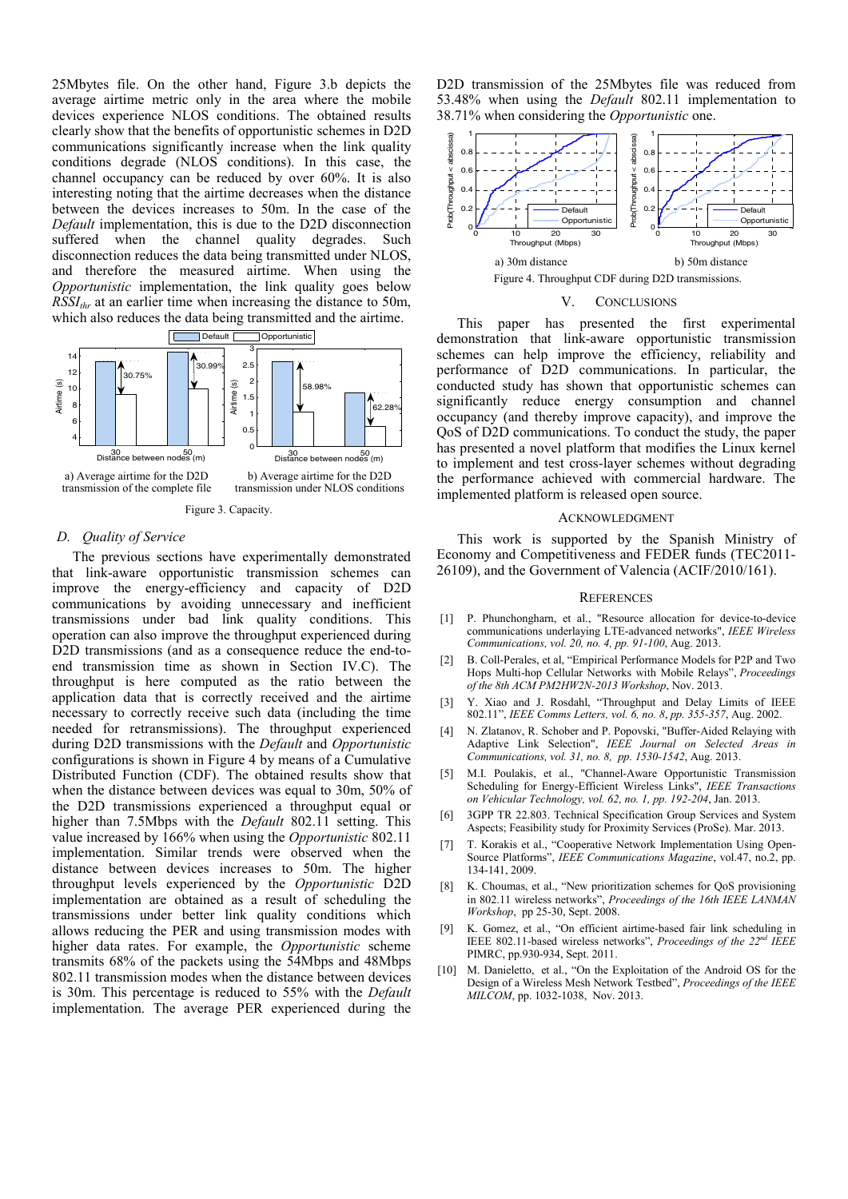25Mbytes file. On the other hand, Figure 3.b depicts the average airtime metric only in the area where the mobile devices experience NLOS conditions. The obtained results clearly show that the benefits of opportunistic schemes in D2D communications significantly increase when the link quality conditions degrade (NLOS conditions). In this case, the channel occupancy can be reduced by over 60%. It is also interesting noting that the airtime decreases when the distance between the devices increases to 50m. In the case of the *Default* implementation, this is due to the D2D disconnection suffered when the channel quality degrades. Such disconnection reduces the data being transmitted under NLOS, and therefore the measured airtime. When using the *Opportunistic* implementation, the link quality goes below $RSSI_{thr}$ at an earlier time when increasing the distance to 50m, which also reduces the data being transmitted and the airtime.

Default
Opportunistic
Airtime (s)
14
12
10
8
6
4
30.75%
30.99%
30
50
Distance between nodes (m)

a) Average airtime for the D2D transmission of the complete file

Airtime (s)
3
2.5
2
1.5
1
0.5
0
58.98%
62.28%
30
50
Distance between nodes (m)

b) Average airtime for the D2D transmission under NLOS conditions

Figure 3. Capacity.

### D. Quality of Service

The previous sections have experimentally demonstrated that link-aware opportunistic transmission schemes can improve the energy-efficiency and capacity of D2D communications by avoiding unnecessary and inefficient transmissions under bad link quality conditions. This operation can also improve the throughput experienced during D2D transmissions (and as a consequence reduce the end-to-end transmission time as shown in Section IV.C). The throughput is here computed as the ratio between the application data that is correctly received and the airtime necessary to correctly receive such data (including the time needed for retransmissions). The throughput experienced during D2D transmissions with the *Default* and *Opportunistic* configurations is shown in Figure 4 by means of a Cumulative Distributed Function (CDF). The obtained results show that when the distance between devices was equal to 30m, 50% of the D2D transmissions experienced a throughput equal or higher than 7.5Mbps with the *Default* 802.11 setting. This value increased by 166% when using the *Opportunistic* 802.11 implementation. Similar trends were observed when the distance between devices increases to 50m. The higher throughput levels experienced by the *Opportunistic* D2D implementation are obtained as a result of scheduling the transmissions under better link quality conditions which allows reducing the PER and using transmission modes with higher data rates. For example, the *Opportunistic* scheme transmits 68% of the packets using the 54Mbps and 48Mbps 802.11 transmission modes when the distance between devices is 30m. This percentage is reduced to 55% with the *Default* implementation. The average PER experienced during the D2D transmission of the 25Mbytes file was reduced from 53.48% when using the *Default* 802.11 implementation to 38.71% when considering the *Opportunistic* one.

Prob(Throughput < abscissa)
1
0.8
0.6
0.4
0.2
0
0
10
20
30
Throughput (Mbps)
Default
Opportunistic

a) 30m distance

Prob(Throughput < abscissa)
1
0.8
0.6
0.4
0.2
0
0
10
20
30
Throughput (Mbps)
Default
Opportunistic

b) 50m distance

Figure 4. Throughput CDF during D2D transmissions.

## V. CONCLUSIONS

This paper has presented the first experimental demonstration that link-aware opportunistic transmission schemes can help improve the efficiency, reliability and performance of D2D communications. In particular, the conducted study has shown that opportunistic schemes can significantly reduce energy consumption and channel occupancy (and thereby improve capacity), and improve the QoS of D2D communications. To conduct the study, the paper has presented a novel platform that modifies the Linux kernel to implement and test cross-layer schemes without degrading the performance achieved with commercial hardware. The implemented platform is released open source.

## ACKNOWLEDGMENT

This work is supported by the Spanish Ministry of Economy and Competitiveness and FEDER funds (TEC2011-26109), and the Government of Valencia (ACIF/2010/161).

## REFERENCES

[1] P. Phunchongharn, et al., "Resource allocation for device-to-device communications underlaying LTE-advanced networks", *IEEE Wireless Communications, vol. 20, no. 4, pp. 91-100*, Aug. 2013.

[2] B. Coll-Perales, et al, "Empirical Performance Models for P2P and Two Hops Multi-hop Cellular Networks with Mobile Relays", *Proceedings of the 8th ACM PM2HW2N-2013 Workshop*, Nov. 2013.

[3] Y. Xiao and J. Rosdahl, "Throughput and Delay Limits of IEEE 802.11", *IEEE Comms Letters, vol. 6, no. 8*, *pp. 355-357*, Aug. 2002.

[4] N. Zlatanov, R. Schober and P. Popovski, "Buffer-Aided Relaying with Adaptive Link Selection", *IEEE Journal on Selected Areas in Communications, vol. 31, no. 8, pp. 1530-1542*, Aug. 2013.

[5] M.I. Poulakis, et al., "Channel-Aware Opportunistic Transmission Scheduling for Energy-Efficient Wireless Links", *IEEE Transactions on Vehicular Technology, vol. 62, no. 1, pp. 192-204*, Jan. 2013.

[6] 3GPP TR 22.803. Technical Specification Group Services and System Aspects; Feasibility study for Proximity Services (ProSe). Mar. 2013.

[7] T. Korakis et al., "Cooperative Network Implementation Using Open-Source Platforms", *IEEE Communications Magazine*, vol.47, no.2, pp. 134-141, 2009.

[8] K. Choumas, et al., "New prioritization schemes for QoS provisioning in 802.11 wireless networks", *Proceedings of the 16th IEEE LANMAN Workshop*, pp 25-30, Sept. 2008.

[9] K. Gomez, et al., "On efficient airtime-based fair link scheduling in IEEE 802.11-based wireless networks", *Proceedings of the 22nd IEEE* PIMRC, pp.930-934, Sept. 2011.

[10] M. Danieletto, et al., "On the Exploitation of the Android OS for the Design of a Wireless Mesh Network Testbed", *Proceedings of the IEEE MILCOM*, pp. 1032-1038, Nov. 2013.